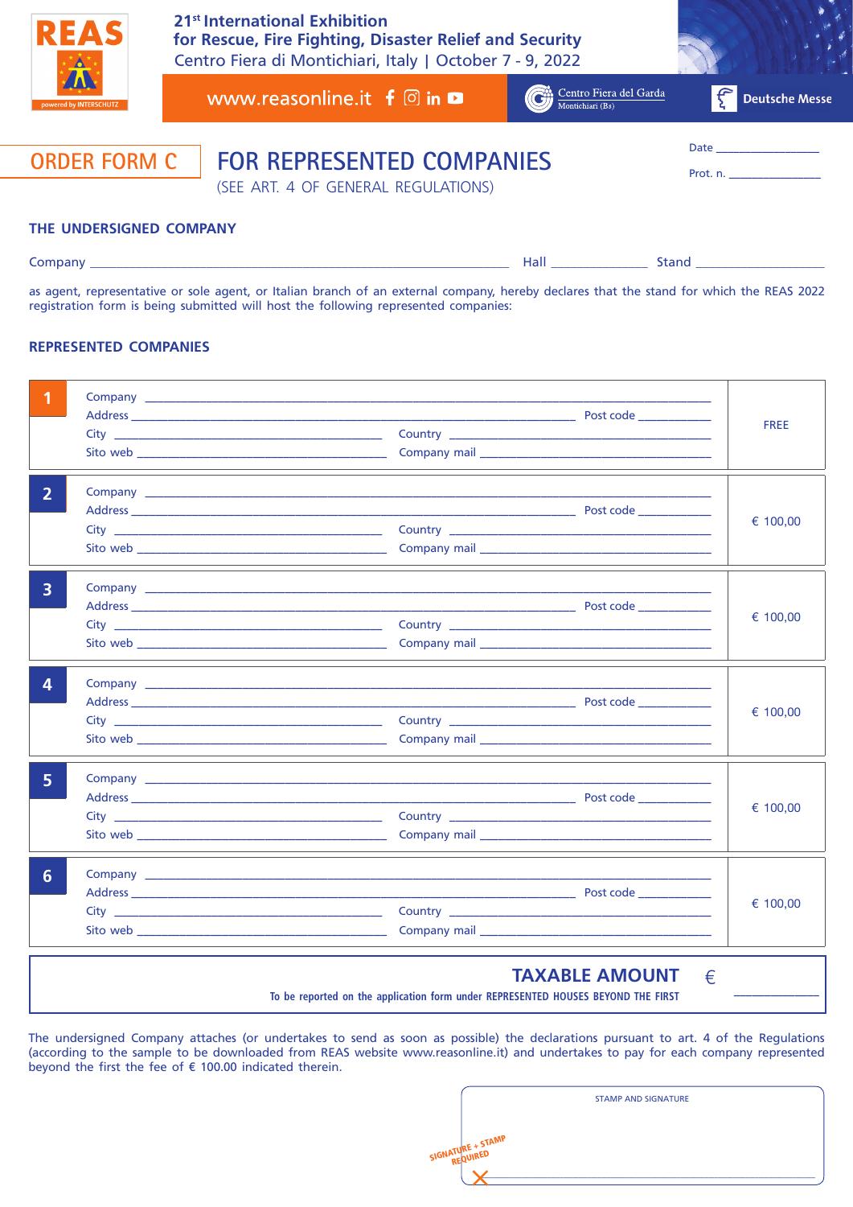REAS

powered by INTERSCHUTZ

21st International Exhibition
for Rescue, Fire Fighting, Disaster Relief and Security
Centro Fiera di Montichiari, Italy | October 7 - 9, 2022

www.reasonline.it

Centro Fiera del Garda
Montichiari (Bs)

Deutsche Messe

# ORDER FORM C

# FOR REPRESENTED COMPANIES

(SEE ART. 4 OF GENERAL REGULATIONS)

Date ________________

Prot. n. ________________

## THE UNDERSIGNED COMPANY

Company ______________________________ Hall ____________ Stand ______________

as agent, representative or sole agent, or Italian branch of an external company, hereby declares that the stand for which the REAS 2022 registration form is being submitted will host the following represented companies:

## REPRESENTED COMPANIES

| No. | Details | Fee |
|---|---|---|
| 1 | Company ____________________<br>Address ____________________ Post code __________<br>City ____________________ Country ____________________<br>Sito web ____________________ Company mail ____________________ | FREE |
| 2 | Company ____________________<br>Address ____________________ Post code __________<br>City ____________________ Country ____________________<br>Sito web ____________________ Company mail ____________________ | € 100,00 |
| 3 | Company ____________________<br>Address ____________________ Post code __________<br>City ____________________ Country ____________________<br>Sito web ____________________ Company mail ____________________ | € 100,00 |
| 4 | Company ____________________<br>Address ____________________ Post code __________<br>City ____________________ Country ____________________<br>Sito web ____________________ Company mail ____________________ | € 100,00 |
| 5 | Company ____________________<br>Address ____________________ Post code __________<br>City ____________________ Country ____________________<br>Sito web ____________________ Company mail ____________________ | € 100,00 |
| 6 | Company ____________________<br>Address ____________________ Post code __________<br>City ____________________ Country ____________________<br>Sito web ____________________ Company mail ____________________ | € 100,00 |

**TAXABLE AMOUNT** € ____________

To be reported on the application form under REPRESENTED HOUSES BEYOND THE FIRST

The undersigned Company attaches (or undertakes to send as soon as possible) the declarations pursuant to art. 4 of the Regulations (according to the sample to be downloaded from REAS website www.reasonline.it) and undertakes to pay for each company represented beyond the first the fee of € 100.00 indicated therein.

STAMP AND SIGNATURE

SIGNATURE + STAMP REQUIRED

X ______________________________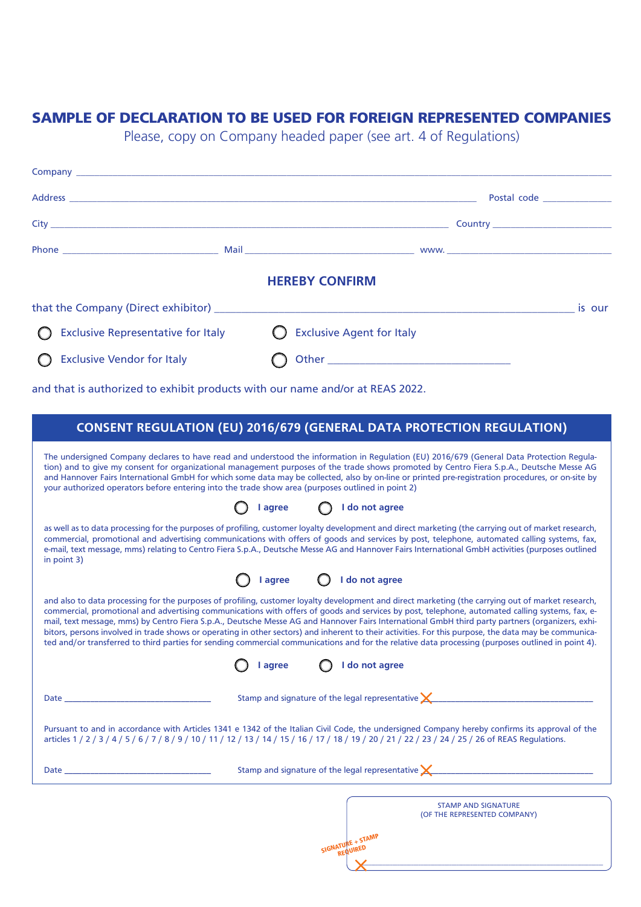# SAMPLE OF DECLARATION TO BE USED FOR FOREIGN REPRESENTED COMPANIES

Please, copy on Company headed paper (see art. 4 of Regulations)

Company ______________________________________________

Address ______________________________________________ Postal code ____________

City ______________________________________________ Country ______________________

Phone ____________________________ Mail ____________________________ www. ____________________________

## HEREBY CONFIRM

that the Company (Direct exhibitor) ______________________________________________ is our

◯ Exclusive Representative for Italy ◯ Exclusive Agent for Italy

◯ Exclusive Vendor for Italy ◯ Other ______________________________

and that is authorized to exhibit products with our name and/or at REAS 2022.

## CONSENT REGULATION (EU) 2016/679 (GENERAL DATA PROTECTION REGULATION)

The undersigned Company declares to have read and understood the information in Regulation (EU) 2016/679 (General Data Protection Regulation) and to give my consent for organizational management purposes of the trade shows promoted by Centro Fiera S.p.A., Deutsche Messe AG and Hannover Fairs International GmbH for which some data may be collected, also by on-line or printed pre-registration procedures, or on-site by your authorized operators before entering into the trade show area (purposes outlined in point 2)

◯ **I agree** ◯ **I do not agree**

as well as to data processing for the purposes of profiling, customer loyalty development and direct marketing (the carrying out of market research, commercial, promotional and advertising communications with offers of goods and services by post, telephone, automated calling systems, fax, e-mail, text message, mms) relating to Centro Fiera S.p.A., Deutsche Messe AG and Hannover Fairs International GmbH activities (purposes outlined in point 3)

◯ **I agree** ◯ **I do not agree**

and also to data processing for the purposes of profiling, customer loyalty development and direct marketing (the carrying out of market research, commercial, promotional and advertising communications with offers of goods and services by post, telephone, automated calling systems, fax, e-mail, text message, mms) by Centro Fiera S.p.A., Deutsche Messe AG and Hannover Fairs International GmbH third party partners (organizers, exhibitors, persons involved in trade shows or operating in other sectors) and inherent to their activities. For this purpose, the data may be communicated and/or transferred to third parties for sending commercial communications and for the relative data processing (purposes outlined in point 4).

◯ **I agree** ◯ **I do not agree**

Date ____________________________ Stamp and signature of the legal representative ✗ ____________________________

Pursuant to and in accordance with Articles 1341 e 1342 of the Italian Civil Code, the undersigned Company hereby confirms its approval of the articles 1 / 2 / 3 / 4 / 5 / 6 / 7 / 8 / 9 / 10 / 11 / 12 / 13 / 14 / 15 / 16 / 17 / 18 / 19 / 20 / 21 / 22 / 23 / 24 / 25 / 26 of REAS Regulations.

Date ____________________________ Stamp and signature of the legal representative ✗ ____________________________

STAMP AND SIGNATURE
(OF THE REPRESENTED COMPANY)

SIGNATURE + STAMP REQUIRED

✗ ____________________________